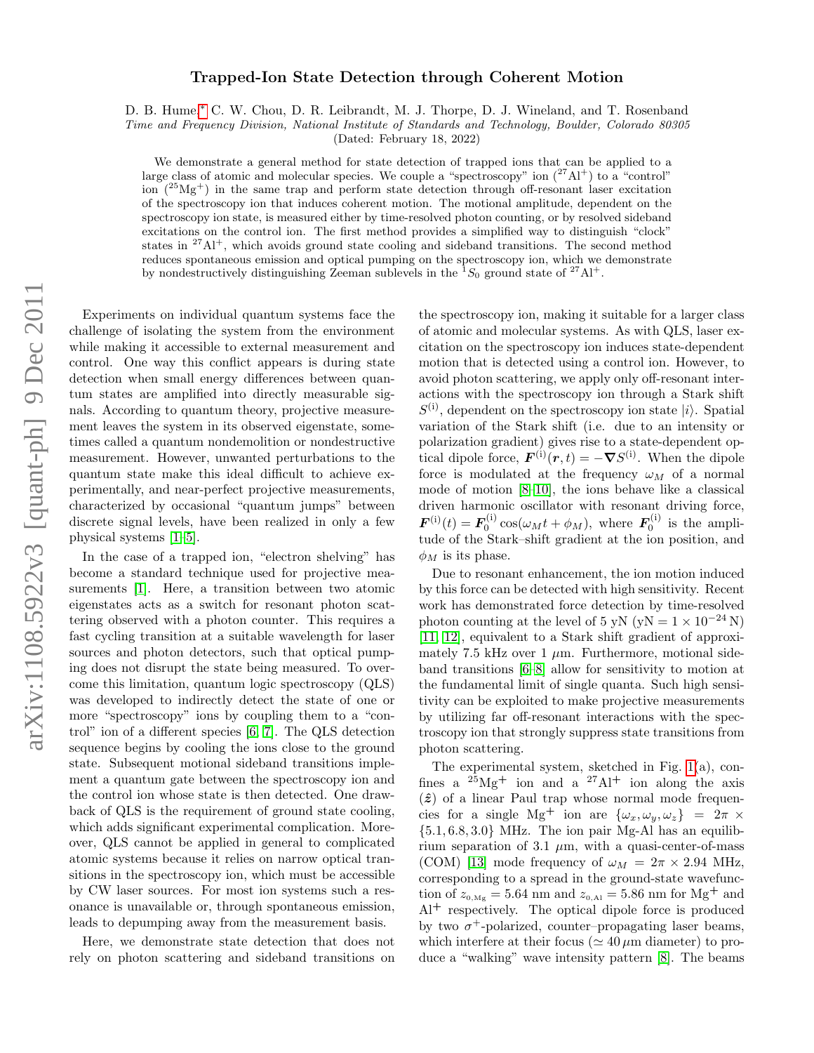# Trapped-Ion State Detection through Coherent Motion

D. B. Hume,[*] C. W. Chou, D. R. Leibrandt, M. J. Thorpe, D. J. Wineland, and T. Rosenband

*Time and Frequency Division, National Institute of Standards and Technology, Boulder, Colorado 80305*

(Dated: February 18, 2022)

We demonstrate a general method for state detection of trapped ions that can be applied to a large class of atomic and molecular species. We couple a "spectroscopy" ion ($^{27}$Al$^+$) to a "control" ion ($^{25}$Mg$^+$) in the same trap and perform state detection through off-resonant laser excitation of the spectroscopy ion that induces coherent motion. The motional amplitude, dependent on the spectroscopy ion state, is measured either by time-resolved photon counting, or by resolved sideband excitations on the control ion. The first method provides a simplified way to distinguish "clock" states in $^{27}$Al$^+$, which avoids ground state cooling and sideband transitions. The second method reduces spontaneous emission and optical pumping on the spectroscopy ion, which we demonstrate by nondestructively distinguishing Zeeman sublevels in the $^1S_0$ ground state of $^{27}$Al$^+$.

Experiments on individual quantum systems face the challenge of isolating the system from the environment while making it accessible to external measurement and control. One way this conflict appears is during state detection when small energy differences between quantum states are amplified into directly measurable signals. According to quantum theory, projective measurement leaves the system in its observed eigenstate, sometimes called a quantum nondemolition or nondestructive measurement. However, unwanted perturbations to the quantum state make this ideal difficult to achieve experimentally, and near-perfect projective measurements, characterized by occasional "quantum jumps" between discrete signal levels, have been realized in only a few physical systems [1–5].

In the case of a trapped ion, "electron shelving" has become a standard technique used for projective measurements [1]. Here, a transition between two atomic eigenstates acts as a switch for resonant photon scattering observed with a photon counter. This requires a fast cycling transition at a suitable wavelength for laser sources and photon detectors, such that optical pumping does not disrupt the state being measured. To overcome this limitation, quantum logic spectroscopy (QLS) was developed to indirectly detect the state of one or more "spectroscopy" ions by coupling them to a "control" ion of a different species [6, 7]. The QLS detection sequence begins by cooling the ions close to the ground state. Subsequent motional sideband transitions implement a quantum gate between the spectroscopy ion and the control ion whose state is then detected. One drawback of QLS is the requirement of ground state cooling, which adds significant experimental complication. Moreover, QLS cannot be applied in general to complicated atomic systems because it relies on narrow optical transitions in the spectroscopy ion, which must be accessible by CW laser sources. For most ion systems such a resonance is unavailable or, through spontaneous emission, leads to depumping away from the measurement basis.

Here, we demonstrate state detection that does not rely on photon scattering and sideband transitions on the spectroscopy ion, making it suitable for a larger class of atomic and molecular systems. As with QLS, laser excitation on the spectroscopy ion induces state-dependent motion that is detected using a control ion. However, to avoid photon scattering, we apply only off-resonant interactions with the spectroscopy ion through a Stark shift $S^{(i)}$, dependent on the spectroscopy ion state $|i\rangle$. Spatial variation of the Stark shift (i.e. due to an intensity or polarization gradient) gives rise to a state-dependent optical dipole force, $\boldsymbol{F}^{(i)}(\boldsymbol{r}, t) = -\boldsymbol{\nabla} S^{(i)}$. When the dipole force is modulated at the frequency $\omega_M$ of a normal mode of motion [8–10], the ions behave like a classical driven harmonic oscillator with resonant driving force, $\boldsymbol{F}^{(i)}(t) = \boldsymbol{F}_0^{(i)} \cos(\omega_M t + \phi_M)$, where $\boldsymbol{F}_0^{(i)}$ is the amplitude of the Stark–shift gradient at the ion position, and $\phi_M$ is its phase.

Due to resonant enhancement, the ion motion induced by this force can be detected with high sensitivity. Recent work has demonstrated force detection by time-resolved photon counting at the level of 5 yN (yN = $1 \times 10^{-24}$ N) [11, 12], equivalent to a Stark shift gradient of approximately 7.5 kHz over 1 $\mu$m. Furthermore, motional sideband transitions [6–8] allow for sensitivity to motion at the fundamental limit of single quanta. Such high sensitivity can be exploited to make projective measurements by utilizing far off-resonant interactions with the spectroscopy ion that strongly suppress state transitions from photon scattering.

The experimental system, sketched in Fig. 1(a), confines a $^{25}$Mg$^+$ ion and a $^{27}$Al$^+$ ion along the axis ($\hat{\boldsymbol{z}}$) of a linear Paul trap whose normal mode frequencies for a single Mg$^+$ ion are $\{\omega_x, \omega_y, \omega_z\} = 2\pi \times \{5.1, 6.8, 3.0\}$ MHz. The ion pair Mg-Al has an equilibrium separation of 3.1 $\mu$m, with a quasi-center-of-mass (COM) [13] mode frequency of $\omega_M = 2\pi \times 2.94$ MHz, corresponding to a spread in the ground-state wavefunction of $z_{0,\text{Mg}} = 5.64$ nm and $z_{0,\text{Al}} = 5.86$ nm for Mg$^+$ and Al$^+$ respectively. The optical dipole force is produced by two $\sigma^+$-polarized, counter–propagating laser beams, which interfere at their focus ($\simeq 40\,\mu$m diameter) to produce a "walking" wave intensity pattern [8]. The beams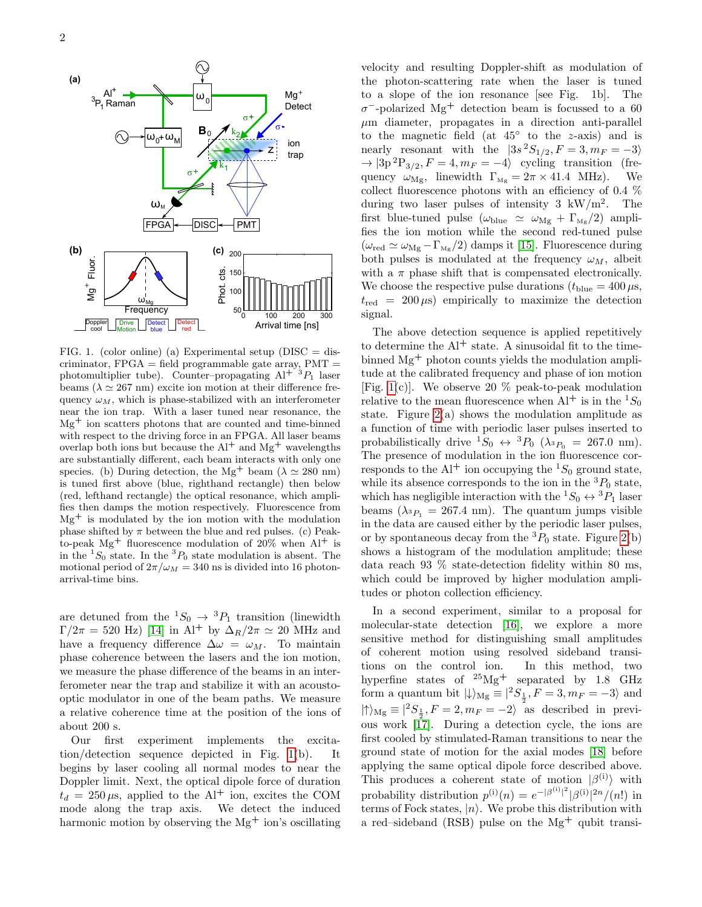FIG. 1. (color online) (a) Experimental setup (DISC = discriminator, FPGA = field programmable gate array, PMT = photomultiplier tube). Counter–propagating $Al^+$ $^3P_1$ laser beams ($\lambda \simeq 267$ nm) excite ion motion at their difference frequency $\omega_M$, which is phase-stabilized with an interferometer near the ion trap. With a laser tuned near resonance, the $Mg^+$ ion scatters photons that are counted and time-binned with respect to the driving force in an FPGA. All laser beams overlap both ions but because the $Al^+$ and $Mg^+$ wavelengths are substantially different, each beam interacts with only one species. (b) During detection, the $Mg^+$ beam ($\lambda \simeq 280$ nm) is tuned first above (blue, righthand rectangle) then below (red, lefthand rectangle) the optical resonance, which amplifies then damps the motion respectively. Fluorescence from $Mg^+$ is modulated by the ion motion with the modulation phase shifted by $\pi$ between the blue and red pulses. (c) Peak-to-peak $Mg^+$ fluorescence modulation of 20% when $Al^+$ is in the $^1S_0$ state. In the $^3P_0$ state modulation is absent. The motional period of $2\pi/\omega_M = 340$ ns is divided into 16 photon-arrival-time bins.

are detuned from the $^1S_0 \to {}^3P_1$ transition (linewidth $\Gamma/2\pi = 520$ Hz) [14] in $Al^+$ by $\Delta_R/2\pi \simeq 20$ MHz and have a frequency difference $\Delta\omega = \omega_M$. To maintain phase coherence between the lasers and the ion motion, we measure the phase difference of the beams in an interferometer near the trap and stabilize it with an acousto-optic modulator in one of the beam paths. We measure a relative coherence time at the position of the ions of about 200 s.

Our first experiment implements the excitation/detection sequence depicted in Fig. 1(b). It begins by laser cooling all normal modes to near the Doppler limit. Next, the optical dipole force of duration $t_d = 250\,\mu$s, applied to the $Al^+$ ion, excites the COM mode along the trap axis. We detect the induced harmonic motion by observing the $Mg^+$ ion's oscillating velocity and resulting Doppler-shift as modulation of the photon-scattering rate when the laser is tuned to a slope of the ion resonance [see Fig. 1b]. The $\sigma^-$-polarized $Mg^+$ detection beam is focussed to a 60 $\mu$m diameter, propagates in a direction anti-parallel to the magnetic field (at 45° to the $z$-axis) and is nearly resonant with the $|3s\,^2S_{1/2}, F=3, m_F=-3\rangle \to |3p\,^2P_{3/2}, F=4, m_F=-4\rangle$ cycling transition (frequency $\omega_{\rm Mg}$, linewidth $\Gamma_{\rm Mg} = 2\pi \times 41.4$ MHz). We collect fluorescence photons with an efficiency of 0.4 % during two laser pulses of intensity 3 kW/m$^2$. The first blue-tuned pulse ($\omega_{\rm blue} \simeq \omega_{\rm Mg} + \Gamma_{\rm Mg}/2$) amplifies the ion motion while the second red-tuned pulse ($\omega_{\rm red} \simeq \omega_{\rm Mg} - \Gamma_{\rm Mg}/2$) damps it [15]. Fluorescence during both pulses is modulated at the frequency $\omega_M$, albeit with a $\pi$ phase shift that is compensated electronically. We choose the respective pulse durations ($t_{\rm blue} = 400\,\mu$s, $t_{\rm red} = 200\,\mu$s) empirically to maximize the detection signal.

The above detection sequence is applied repetitively to determine the $Al^+$ state. A sinusoidal fit to the time-binned $Mg^+$ photon counts yields the modulation amplitude at the calibrated frequency and phase of ion motion [Fig. 1(c)]. We observe 20 % peak-to-peak modulation relative to the mean fluorescence when $Al^+$ is in the $^1S_0$ state. Figure 2(a) shows the modulation amplitude as a function of time with periodic laser pulses inserted to probabilistically drive $^1S_0 \leftrightarrow {}^3P_0$ ($\lambda_{^3P_0} = 267.0$ nm). The presence of modulation in the ion fluorescence corresponds to the $Al^+$ ion occupying the $^1S_0$ ground state, while its absence corresponds to the ion in the $^3P_0$ state, which has negligible interaction with the $^1S_0 \leftrightarrow {}^3P_1$ laser beams ($\lambda_{^3P_1} = 267.4$ nm). The quantum jumps visible in the data are caused either by the periodic laser pulses, or by spontaneous decay from the $^3P_0$ state. Figure 2(b) shows a histogram of the modulation amplitude; these data reach 93 % state-detection fidelity within 80 ms, which could be improved by higher modulation amplitudes or photon collection efficiency.

In a second experiment, similar to a proposal for molecular-state detection [16], we explore a more sensitive method for distinguishing small amplitudes of coherent motion using resolved sideband transitions on the control ion. In this method, two hyperfine states of $^{25}Mg^+$ separated by 1.8 GHz form a quantum bit $|\downarrow\rangle_{\rm Mg} \equiv |^2S_{\frac{1}{2}}, F=3, m_F=-3\rangle$ and $|\uparrow\rangle_{\rm Mg} \equiv |^2S_{\frac{1}{2}}, F=2, m_F=-2\rangle$ as described in previous work [17]. During a detection cycle, the ions are first cooled by stimulated-Raman transitions to near the ground state of motion for the axial modes [18] before applying the same optical dipole force described above. This produces a coherent state of motion $|\beta^{(i)}\rangle$ with probability distribution $p^{(i)}(n) = e^{-|\beta^{(i)}|^2}|\beta^{(i)}|^{2n}/(n!)$ in terms of Fock states, $|n\rangle$. We probe this distribution with a red–sideband (RSB) pulse on the $Mg^+$ qubit transi-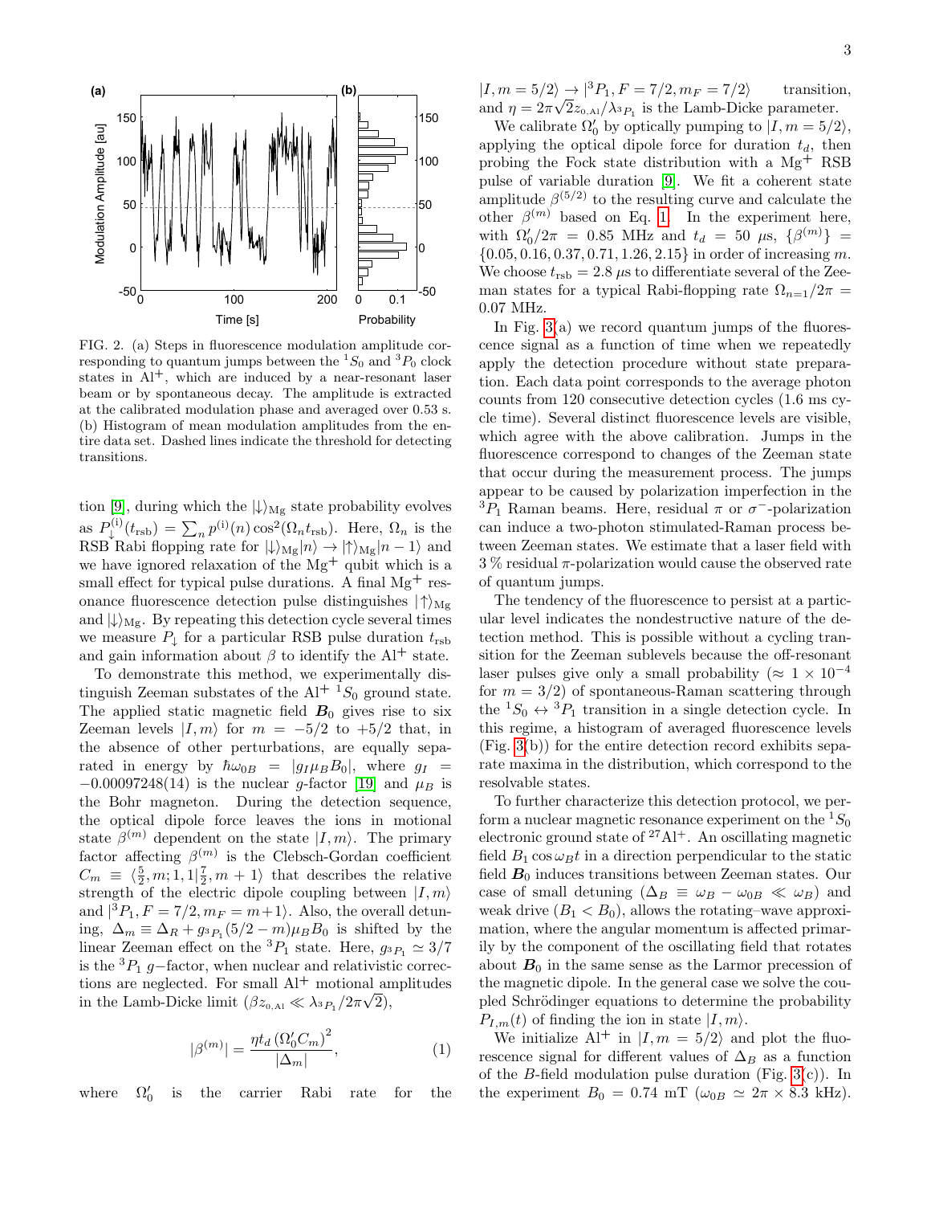FIG. 2. (a) Steps in fluorescence modulation amplitude corresponding to quantum jumps between the $^1S_0$ and $^3P_0$ clock states in $Al^+$, which are induced by a near-resonant laser beam or by spontaneous decay. The amplitude is extracted at the calibrated modulation phase and averaged over 0.53 s. (b) Histogram of mean modulation amplitudes from the entire data set. Dashed lines indicate the threshold for detecting transitions.

tion [9], during which the $|\downarrow\rangle_{\rm Mg}$ state probability evolves as $P_\downarrow^{(i)}(t_{\rm rsb}) = \sum_n p^{(i)}(n)\cos^2(\Omega_n t_{\rm rsb})$. Here, $\Omega_n$ is the RSB Rabi flopping rate for $|\downarrow\rangle_{\rm Mg}|n\rangle \to |\uparrow\rangle_{\rm Mg}|n-1\rangle$ and we have ignored relaxation of the $Mg^+$ qubit which is a small effect for typical pulse durations. A final $Mg^+$ resonance fluorescence detection pulse distinguishes $|\uparrow\rangle_{\rm Mg}$ and $|\downarrow\rangle_{\rm Mg}$. By repeating this detection cycle several times we measure $P_\downarrow$ for a particular RSB pulse duration $t_{\rm rsb}$ and gain information about $\beta$ to identify the $Al^+$ state.

To demonstrate this method, we experimentally distinguish Zeeman substates of the $Al^+$ $^1S_0$ ground state. The applied static magnetic field $\boldsymbol{B}_0$ gives rise to six Zeeman levels $|I,m\rangle$ for $m = -5/2$ to $+5/2$ that, in the absence of other perturbations, are equally separated in energy by $\hbar\omega_{0B} = |g_I \mu_B B_0|$, where $g_I = -0.00097248(14)$ is the nuclear $g$-factor [19] and $\mu_B$ is the Bohr magneton. During the detection sequence, the optical dipole force leaves the ions in motional state $\beta^{(m)}$ dependent on the state $|I,m\rangle$. The primary factor affecting $\beta^{(m)}$ is the Clebsch-Gordan coefficient $C_m \equiv \langle \frac{5}{2}, m; 1, 1|\frac{7}{2}, m+1\rangle$ that describes the relative strength of the electric dipole coupling between $|I,m\rangle$ and $|^3P_1, F=7/2, m_F = m+1\rangle$. Also, the overall detuning, $\Delta_m \equiv \Delta_R + g_{^3P_1}(5/2-m)\mu_B B_0$ is shifted by the linear Zeeman effect on the $^3P_1$ state. Here, $g_{^3P_1} \simeq 3/7$ is the $^3P_1$ $g-$factor, when nuclear and relativistic corrections are neglected. For small $Al^+$ motional amplitudes in the Lamb-Dicke limit ($\beta z_{0,\rm Al} \ll \lambda_{^3P_1}/2\pi\sqrt{2}$),

$$|\beta^{(m)}| = \frac{\eta t_d \left(\Omega_0' C_m\right)^2}{|\Delta_m|}, \tag{1}$$

where $\Omega_0'$ is the carrier Rabi rate for the $|I, m=5/2\rangle \to |^3P_1, F=7/2, m_F=7/2\rangle$ transition, and $\eta = 2\pi\sqrt{2}z_{0,\rm Al}/\lambda_{^3P_1}$ is the Lamb-Dicke parameter.

We calibrate $\Omega_0'$ by optically pumping to $|I, m=5/2\rangle$, applying the optical dipole force for duration $t_d$, then probing the Fock state distribution with a $Mg^+$ RSB pulse of variable duration [9]. We fit a coherent state amplitude $\beta^{(5/2)}$ to the resulting curve and calculate the other $\beta^{(m)}$ based on Eq. 1. In the experiment here, with $\Omega_0'/2\pi = 0.85$ MHz and $t_d = 50$ $\mu$s, $\{\beta^{(m)}\} = \{0.05, 0.16, 0.37, 0.71, 1.26, 2.15\}$ in order of increasing $m$. We choose $t_{\rm rsb} = 2.8$ $\mu$s to differentiate several of the Zeeman states for a typical Rabi-flopping rate $\Omega_{n=1}/2\pi = 0.07$ MHz.

In Fig. 3(a) we record quantum jumps of the fluorescence signal as a function of time when we repeatedly apply the detection procedure without state preparation. Each data point corresponds to the average photon counts from 120 consecutive detection cycles (1.6 ms cycle time). Several distinct fluorescence levels are visible, which agree with the above calibration. Jumps in the fluorescence correspond to changes of the Zeeman state that occur during the measurement process. The jumps appear to be caused by polarization imperfection in the $^3P_1$ Raman beams. Here, residual $\pi$ or $\sigma^-$-polarization can induce a two-photon stimulated-Raman process between Zeeman states. We estimate that a laser field with 3 % residual $\pi$-polarization would cause the observed rate of quantum jumps.

The tendency of the fluorescence to persist at a particular level indicates the nondestructive nature of the detection method. This is possible without a cycling transition for the Zeeman sublevels because the off-resonant laser pulses give only a small probability ($\approx 1\times10^{-4}$ for $m = 3/2$) of spontaneous-Raman scattering through the $^1S_0 \leftrightarrow {}^3P_1$ transition in a single detection cycle. In this regime, a histogram of averaged fluorescence levels (Fig. 3(b)) for the entire detection record exhibits separate maxima in the distribution, which correspond to the resolvable states.

To further characterize this detection protocol, we perform a nuclear magnetic resonance experiment on the $^1S_0$ electronic ground state of $^{27}Al^+$. An oscillating magnetic field $B_1\cos\omega_B t$ in a direction perpendicular to the static field $\boldsymbol{B}_0$ induces transitions between Zeeman states. Our case of small detuning ($\Delta_B \equiv \omega_B - \omega_{0B} \ll \omega_B$) and weak drive ($B_1 < B_0$), allows the rotating–wave approximation, where the angular momentum is affected primarily by the component of the oscillating field that rotates about $\boldsymbol{B}_0$ in the same sense as the Larmor precession of the magnetic dipole. In the general case we solve the coupled Schrödinger equations to determine the probability $P_{I,m}(t)$ of finding the ion in state $|I,m\rangle$.

We initialize $Al^+$ in $|I, m=5/2\rangle$ and plot the fluorescence signal for different values of $\Delta_B$ as a function of the $B$-field modulation pulse duration (Fig. 3(c)). In the experiment $B_0 = 0.74$ mT ($\omega_{0B} \simeq 2\pi \times 8.3$ kHz).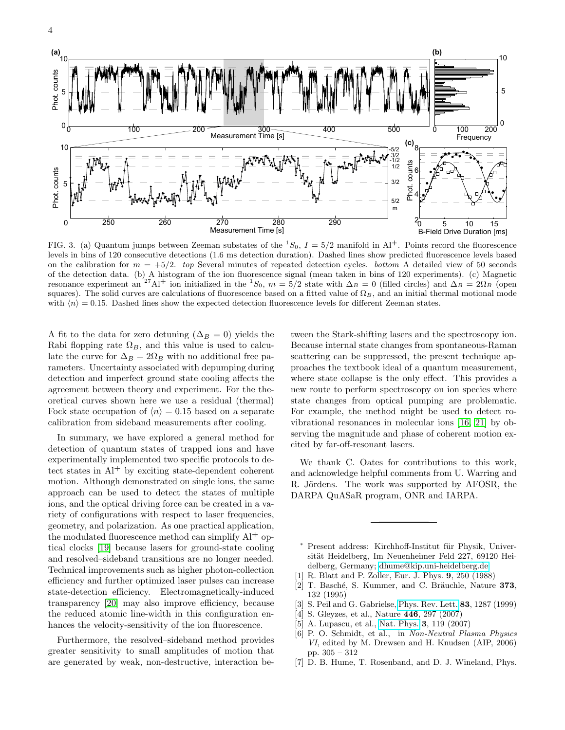FIG. 3. (a) Quantum jumps between Zeeman substates of the $^1S_0$, $I = 5/2$ manifold in Al$^+$. Points record the fluorescence levels in bins of 120 consecutive detections (1.6 ms detection duration). Dashed lines show predicted fluorescence levels based on the calibration for $m = +5/2$. *top* Several minutes of repeated detection cycles. *bottom* A detailed view of 50 seconds of the detection data. (b) A histogram of the ion fluorescence signal (mean taken in bins of 120 experiments). (c) Magnetic resonance experiment an $^{27}$Al$^+$ ion initialized in the $^1S_0$, $m = 5/2$ state with $\Delta_B = 0$ (filled circles) and $\Delta_B = 2\Omega_B$ (open squares). The solid curves are calculations of fluorescence based on a fitted value of $\Omega_B$, and an initial thermal motional mode with $\langle n \rangle = 0.15$. Dashed lines show the expected detection fluorescence levels for different Zeeman states.

A fit to the data for zero detuning ($\Delta_B = 0$) yields the Rabi flopping rate $\Omega_B$, and this value is used to calculate the curve for $\Delta_B = 2\Omega_B$ with no additional free parameters. Uncertainty associated with depumping during detection and imperfect ground state cooling affects the agreement between theory and experiment. For the theoretical curves shown here we use a residual (thermal) Fock state occupation of $\langle n \rangle = 0.15$ based on a separate calibration from sideband measurements after cooling.

In summary, we have explored a general method for detection of quantum states of trapped ions and have experimentally implemented two specific protocols to detect states in Al$^+$ by exciting state-dependent coherent motion. Although demonstrated on single ions, the same approach can be used to detect the states of multiple ions, and the optical driving force can be created in a variety of configurations with respect to laser frequencies, geometry, and polarization. As one practical application, the modulated fluorescence method can simplify Al$^+$ optical clocks [19] because lasers for ground-state cooling and resolved–sideband transitions are no longer needed. Technical improvements such as higher photon-collection efficiency and further optimized laser pulses can increase state-detection efficiency. Electromagnetically-induced transparency [20] may also improve efficiency, because the reduced atomic line-width in this configuration enhances the velocity-sensitivity of the ion fluorescence.

Furthermore, the resolved–sideband method provides greater sensitivity to small amplitudes of motion that are generated by weak, non-destructive, interaction between the Stark-shifting lasers and the spectroscopy ion. Because internal state changes from spontaneous-Raman scattering can be suppressed, the present technique approaches the textbook ideal of a quantum measurement, where state collapse is the only effect. This provides a new route to perform spectroscopy on ion species where state changes from optical pumping are problematic. For example, the method might be used to detect rovibrational resonances in molecular ions [16, 21] by observing the magnitude and phase of coherent motion excited by far-off-resonant lasers.

We thank C. Oates for contributions to this work, and acknowledge helpful comments from U. Warring and R. Jördens. The work was supported by AFOSR, the DARPA QuASaR program, ONR and IARPA.

---

- \* Present address: Kirchhoff-Institut für Physik, Universität Heidelberg, Im Neuenheimer Feld 227, 69120 Heidelberg, Germany; dhume@kip.uni-heidelberg.de
- [1] R. Blatt and P. Zoller, Eur. J. Phys. **9**, 250 (1988)
- [2] T. Basché, S. Kummer, and C. Bräuchle, Nature **373**, 132 (1995)
- [3] S. Peil and G. Gabrielse, Phys. Rev. Lett. **83**, 1287 (1999)
- [4] S. Gleyzes, et al., Nature **446**, 297 (2007)
- [5] A. Lupascu, et al., Nat. Phys. **3**, 119 (2007)
- [6] P. O. Schmidt, et al., in *Non-Neutral Plasma Physics VI*, edited by M. Drewsen and H. Knudsen (AIP, 2006) pp. 305 – 312
- [7] D. B. Hume, T. Rosenband, and D. J. Wineland, Phys.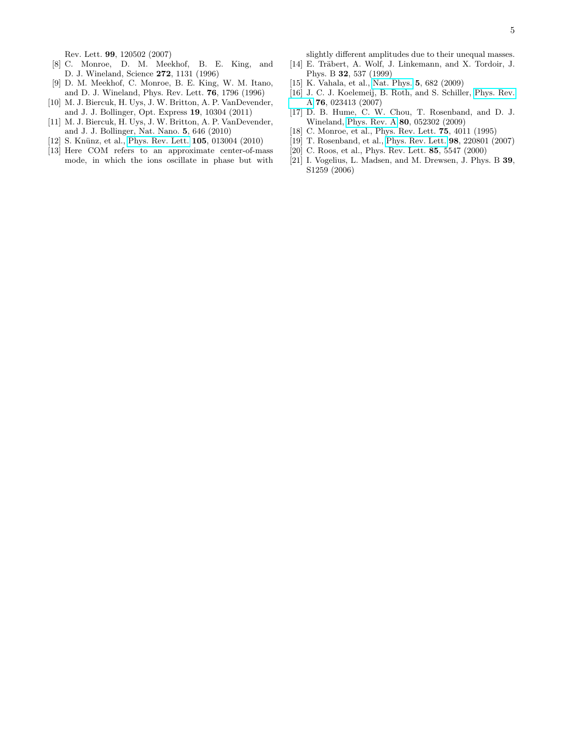Rev. Lett. **99**, 120502 (2007)

[8] C. Monroe, D. M. Meekhof, B. E. King, and D. J. Wineland, Science **272**, 1131 (1996)

[9] D. M. Meekhof, C. Monroe, B. E. King, W. M. Itano, and D. J. Wineland, Phys. Rev. Lett. **76**, 1796 (1996)

[10] M. J. Biercuk, H. Uys, J. W. Britton, A. P. VanDevender, and J. J. Bollinger, Opt. Express **19**, 10304 (2011)

[11] M. J. Biercuk, H. Uys, J. W. Britton, A. P. VanDevender, and J. J. Bollinger, Nat. Nano. **5**, 646 (2010)

[12] S. Knünz, et al., Phys. Rev. Lett. **105**, 013004 (2010)

[13] Here COM refers to an approximate center-of-mass mode, in which the ions oscillate in phase but with slightly different amplitudes due to their unequal masses.

[14] E. Träbert, A. Wolf, J. Linkemann, and X. Tordoir, J. Phys. B **32**, 537 (1999)

[15] K. Vahala, et al., Nat. Phys. **5**, 682 (2009)

[16] J. C. J. Koelemeij, B. Roth, and S. Schiller, Phys. Rev. A **76**, 023413 (2007)

[17] D. B. Hume, C. W. Chou, T. Rosenband, and D. J. Wineland, Phys. Rev. A **80**, 052302 (2009)

[18] C. Monroe, et al., Phys. Rev. Lett. **75**, 4011 (1995)

[19] T. Rosenband, et al., Phys. Rev. Lett. **98**, 220801 (2007)

[20] C. Roos, et al., Phys. Rev. Lett. **85**, 5547 (2000)

[21] I. Vogelius, L. Madsen, and M. Drewsen, J. Phys. B **39**, S1259 (2006)